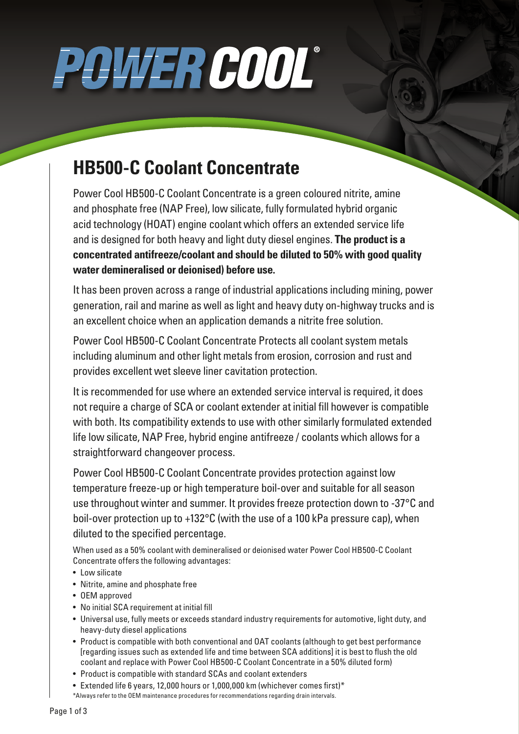# POWER COOL®

## HB500-C Coolant Concentrate

Power Cool HB500-C Coolant Concentrate is a green coloured nitrite, amine and phosphate free (NAP Free), low silicate, fully formulated hybrid organic acid technology (HOAT) engine coolant which offers an extended service life and is designed for both heavy and light duty diesel engines. **The product is a concentrated antifreeze/coolant and should be diluted to 50% with good quality water demineralised or deionised) before use.**

It has been proven across a range of industrial applications including mining, power generation, rail and marine as well as light and heavy duty on-highway trucks and is an excellent choice when an application demands a nitrite free solution.

Power Cool HB500-C Coolant Concentrate Protects all coolant system metals including aluminum and other light metals from erosion, corrosion and rust and provides excellent wet sleeve liner cavitation protection.

It is recommended for use where an extended service interval is required, it does not require a charge of SCA or coolant extender at initial fill however is compatible with both. Its compatibility extends to use with other similarly formulated extended life low silicate, NAP Free, hybrid engine antifreeze / coolants which allows for a straightforward changeover process.

Power Cool HB500-C Coolant Concentrate provides protection against low temperature freeze-up or high temperature boil-over and suitable for all season use throughout winter and summer. It provides freeze protection down to -37°C and boil-over protection up to +132°C (with the use of a 100 kPa pressure cap), when diluted to the specified percentage.

When used as a 50% coolant with demineralised or deionised water Power Cool HB500-C Coolant Concentrate offers the following advantages:

- Low silicate
- Nitrite, amine and phosphate free
- OEM approved
- No initial SCA requirement at initial fill
- Universal use, fully meets or exceeds standard industry requirements for automotive, light duty, and heavy-duty diesel applications
- Product is compatible with both conventional and OAT coolants (although to get best performance [regarding issues such as extended life and time between SCA additions] it is best to flush the old coolant and replace with Power Cool HB500-C Coolant Concentrate in a 50% diluted form)
- Product is compatible with standard SCAs and coolant extenders
- Extended life 6 years, 12,000 hours or 1,000,000 km (whichever comes first)*

*Always refer to the OEM maintenance procedures for recommendations regarding drain intervals.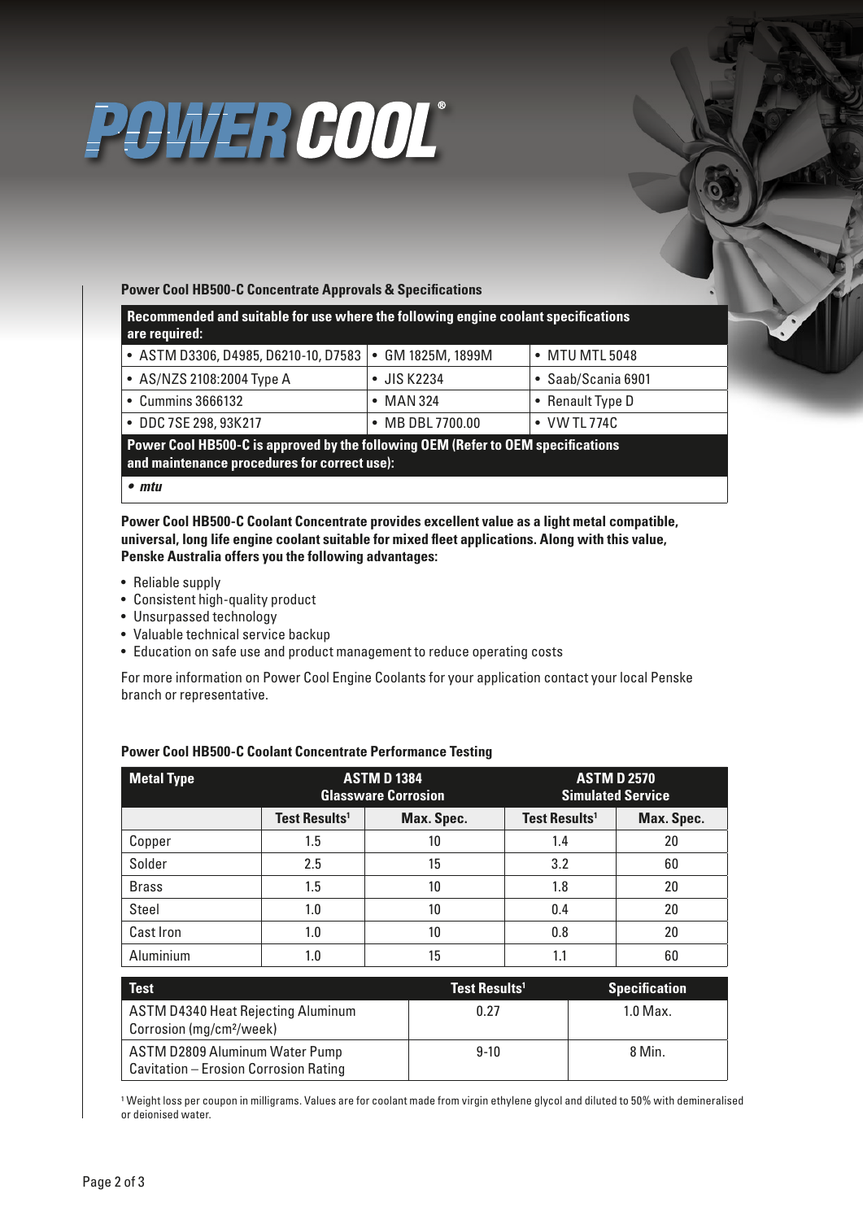# POWER COOL®

### Power Cool HB500-C Concentrate Approvals & Specifications

| Recommended and suitable for use where the following engine coolant specifications are required: | | |
|---|---|---|
| • ASTM D3306, D4985, D6210-10, D7583 | • GM 1825M, 1899M | • MTU MTL 5048 |
| • AS/NZS 2108:2004 Type A | • JIS K2234 | • Saab/Scania 6901 |
| • Cummins 3666132 | • MAN 324 | • Renault Type D |
| • DDC 7SE 298, 93K217 | • MB DBL 7700.00 | • VW TL 774C |

**Power Cool HB500-C is approved by the following OEM (Refer to OEM specifications and maintenance procedures for correct use):**

- *mtu*

**Power Cool HB500-C Coolant Concentrate provides excellent value as a light metal compatible, universal, long life engine coolant suitable for mixed fleet applications. Along with this value, Penske Australia offers you the following advantages:**

- Reliable supply
- Consistent high-quality product
- Unsurpassed technology
- Valuable technical service backup
- Education on safe use and product management to reduce operating costs

For more information on Power Cool Engine Coolants for your application contact your local Penske branch or representative.

### Power Cool HB500-C Coolant Concentrate Performance Testing

| Metal Type | ASTM D 1384 Glassware Corrosion | | ASTM D 2570 Simulated Service | |
|---|---|---|---|---|
| | Test Results[1] | Max. Spec. | Test Results[1] | Max. Spec. |
| Copper | 1.5 | 10 | 1.4 | 20 |
| Solder | 2.5 | 15 | 3.2 | 60 |
| Brass | 1.5 | 10 | 1.8 | 20 |
| Steel | 1.0 | 10 | 0.4 | 20 |
| Cast Iron | 1.0 | 10 | 0.8 | 20 |
| Aluminium | 1.0 | 15 | 1.1 | 60 |

| Test | Test Results[1] | Specification |
|---|---|---|
| ASTM D4340 Heat Rejecting Aluminum Corrosion (mg/cm²/week) | 0.27 | 1.0 Max. |
| ASTM D2809 Aluminum Water Pump Cavitation – Erosion Corrosion Rating | 9-10 | 8 Min. |

[1] Weight loss per coupon in milligrams. Values are for coolant made from virgin ethylene glycol and diluted to 50% with demineralised or deionised water.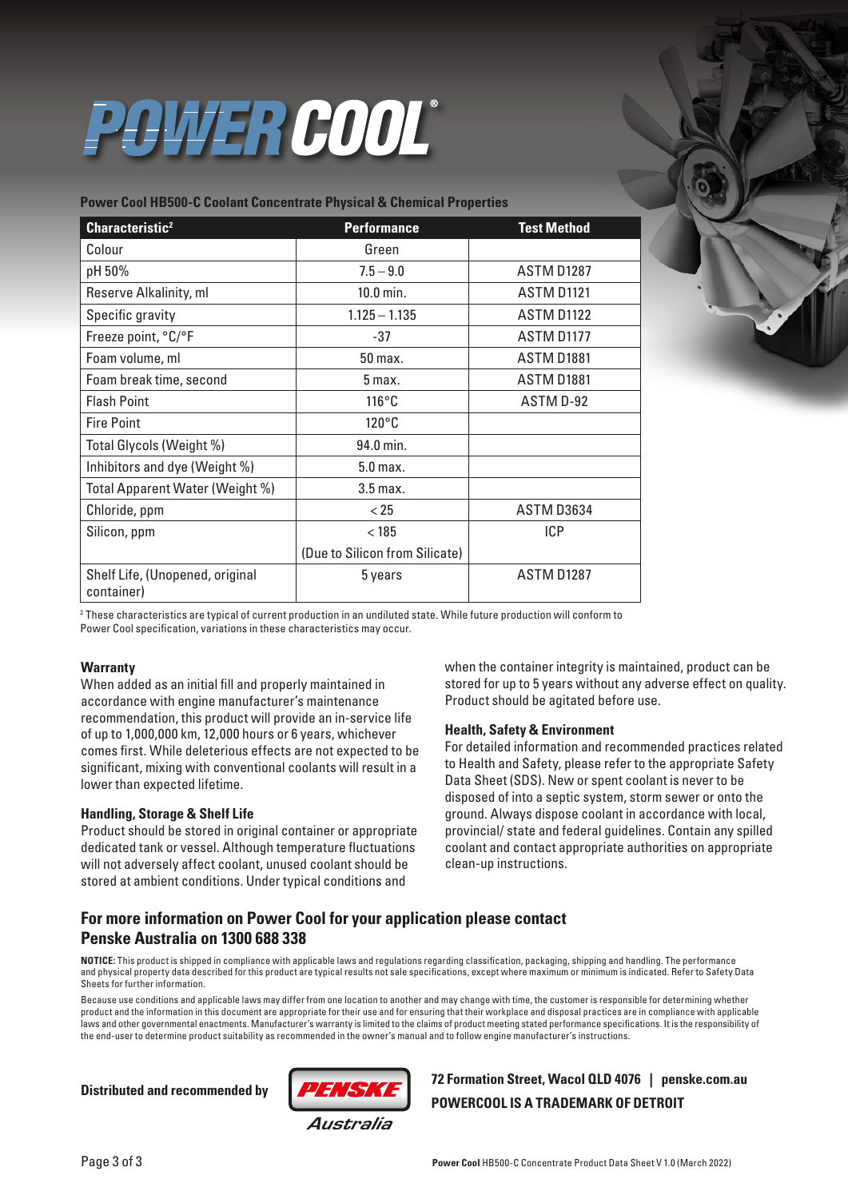# POWER COOL®

**Power Cool HB500-C Coolant Concentrate Physical & Chemical Properties**

| Characteristic[2] | Performance | Test Method |
|---|---|---|
| Colour | Green | |
| pH 50% | 7.5 – 9.0 | ASTM D1287 |
| Reserve Alkalinity, ml | 10.0 min. | ASTM D1121 |
| Specific gravity | 1.125 – 1.135 | ASTM D1122 |
| Freeze point, °C/°F | -37 | ASTM D1177 |
| Foam volume, ml | 50 max. | ASTM D1881 |
| Foam break time, second | 5 max. | ASTM D1881 |
| Flash Point | 116°C | ASTM D-92 |
| Fire Point | 120°C | |
| Total Glycols (Weight %) | 94.0 min. | |
| Inhibitors and dye (Weight %) | 5.0 max. | |
| Total Apparent Water (Weight %) | 3.5 max. | |
| Chloride, ppm | < 25 | ASTM D3634 |
| Silicon, ppm | < 185 (Due to Silicon from Silicate) | ICP |
| Shelf Life, (Unopened, original container) | 5 years | ASTM D1287 |

[2] These characteristics are typical of current production in an undiluted state. While future production will conform to Power Cool specification, variations in these characteristics may occur.

### Warranty

When added as an initial fill and properly maintained in accordance with engine manufacturer's maintenance recommendation, this product will provide an in-service life of up to 1,000,000 km, 12,000 hours or 6 years, whichever comes first. While deleterious effects are not expected to be significant, mixing with conventional coolants will result in a lower than expected lifetime.

### Handling, Storage & Shelf Life

Product should be stored in original container or appropriate dedicated tank or vessel. Although temperature fluctuations will not adversely affect coolant, unused coolant should be stored at ambient conditions. Under typical conditions and when the container integrity is maintained, product can be stored for up to 5 years without any adverse effect on quality. Product should be agitated before use.

### Health, Safety & Environment

For detailed information and recommended practices related to Health and Safety, please refer to the appropriate Safety Data Sheet (SDS). New or spent coolant is never to be disposed of into a septic system, storm sewer or onto the ground. Always dispose coolant in accordance with local, provincial/ state and federal guidelines. Contain any spilled coolant and contact appropriate authorities on appropriate clean-up instructions.

## For more information on Power Cool for your application please contact Penske Australia on 1300 688 338

**NOTICE:** This product is shipped in compliance with applicable laws and regulations regarding classification, packaging, shipping and handling. The performance and physical property data described for this product are typical results not sale specifications, except where maximum or minimum is indicated. Refer to Safety Data Sheets for further information.

Because use conditions and applicable laws may differ from one location to another and may change with time, the customer is responsible for determining whether product and the information in this document are appropriate for their use and for ensuring that their workplace and disposal practices are in compliance with applicable laws and other governmental enactments. Manufacturer's warranty is limited to the claims of product meeting stated performance specifications. It is the responsibility of the end-user to determine product suitability as recommended in the owner's manual and to follow engine manufacturer's instructions.

**Distributed and recommended by** PENSKE Australia

**72 Formation Street, Wacol QLD 4076 | penske.com.au**

**POWERCOOL IS A TRADEMARK OF DETROIT**

**Power Cool** HB500-C Concentrate Product Data Sheet V 1.0 (March 2022)